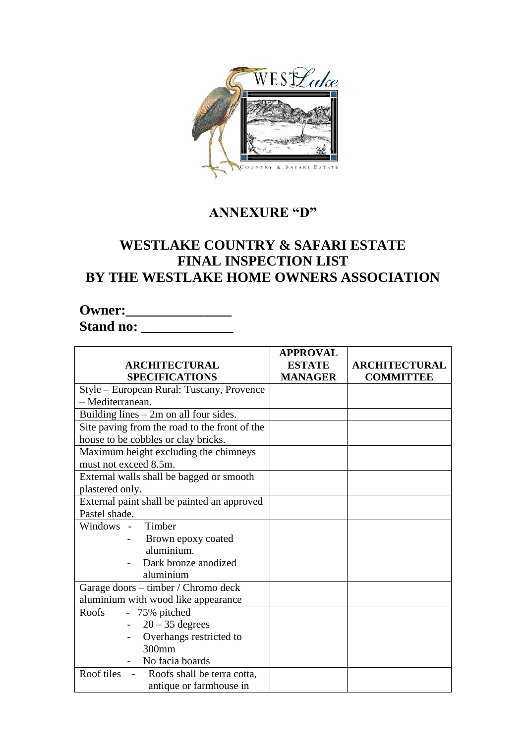# ANNEXURE "D"

## WESTLAKE COUNTRY & SAFARI ESTATE
## FINAL INSPECTION LIST
## BY THE WESTLAKE HOME OWNERS ASSOCIATION

**Owner:______________**
**Stand no: ____________**

| ARCHITECTURAL SPECIFICATIONS | APPROVAL ESTATE MANAGER | ARCHITECTURAL COMMITTEE |
|---|---|---|
| Style – European Rural: Tuscany, Provence – Mediterranean. | | |
| Building lines – 2m on all four sides. | | |
| Site paving from the road to the front of the house to be cobbles or clay bricks. | | |
| Maximum height excluding the chimneys must not exceed 8.5m. | | |
| External walls shall be bagged or smooth plastered only. | | |
| External paint shall be painted an approved Pastel shade. | | |
| Windows - Timber<br>- Brown epoxy coated aluminium.<br>- Dark bronze anodized aluminium | | |
| Garage doors – timber / Chromo deck aluminium with wood like appearance | | |
| Roofs - 75% pitched<br>- 20 – 35 degrees<br>- Overhangs restricted to 300mm<br>- No facia boards | | |
| Roof tiles - Roofs shall be terra cotta, antique or farmhouse in | | |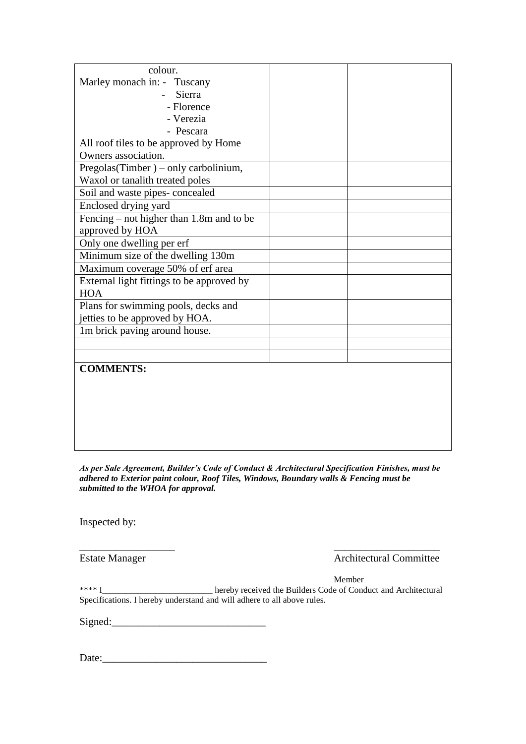| | | |
|---|---|---|
| colour.<br>Marley monach in: - Tuscany<br>- Sierra<br>- Florence<br>- Verezia<br>- Pescara<br>All roof tiles to be approved by Home Owners association. | | |
| Pregolas(Timber ) – only carbolinium, Waxol or tanalith treated poles | | |
| Soil and waste pipes- concealed | | |
| Enclosed drying yard | | |
| Fencing – not higher than 1.8m and to be approved by HOA | | |
| Only one dwelling per erf | | |
| Minimum size of the dwelling 130m | | |
| Maximum coverage 50% of erf area | | |
| External light fittings to be approved by HOA | | |
| Plans for swimming pools, decks and jetties to be approved by HOA. | | |
| 1m brick paving around house. | | |
| | | |
| | | |

**COMMENTS:**

***As per Sale Agreement, Builder's Code of Conduct & Architectural Specification Finishes, must be adhered to Exterior paint colour, Roof Tiles, Windows, Boundary walls & Fencing must be submitted to the WHOA for approval.***

Inspected by:

\_\_\_\_\_\_\_\_\_\_\_\_\_\_\_\_\_\_ \_\_\_\_\_\_\_\_\_\_\_\_\_\_\_\_\_\_\_\_

Estate Manager Architectural Committee Member

**** I\_\_\_\_\_\_\_\_\_\_\_\_\_\_\_\_\_\_\_\_\_\_\_\_\_ hereby received the Builders Code of Conduct and Architectural Specifications. I hereby understand and will adhere to all above rules.

Signed:\_\_\_\_\_\_\_\_\_\_\_\_\_\_\_\_\_\_\_\_\_\_\_\_\_\_\_\_\_\_

Date:\_\_\_\_\_\_\_\_\_\_\_\_\_\_\_\_\_\_\_\_\_\_\_\_\_\_\_\_\_\_\_\_